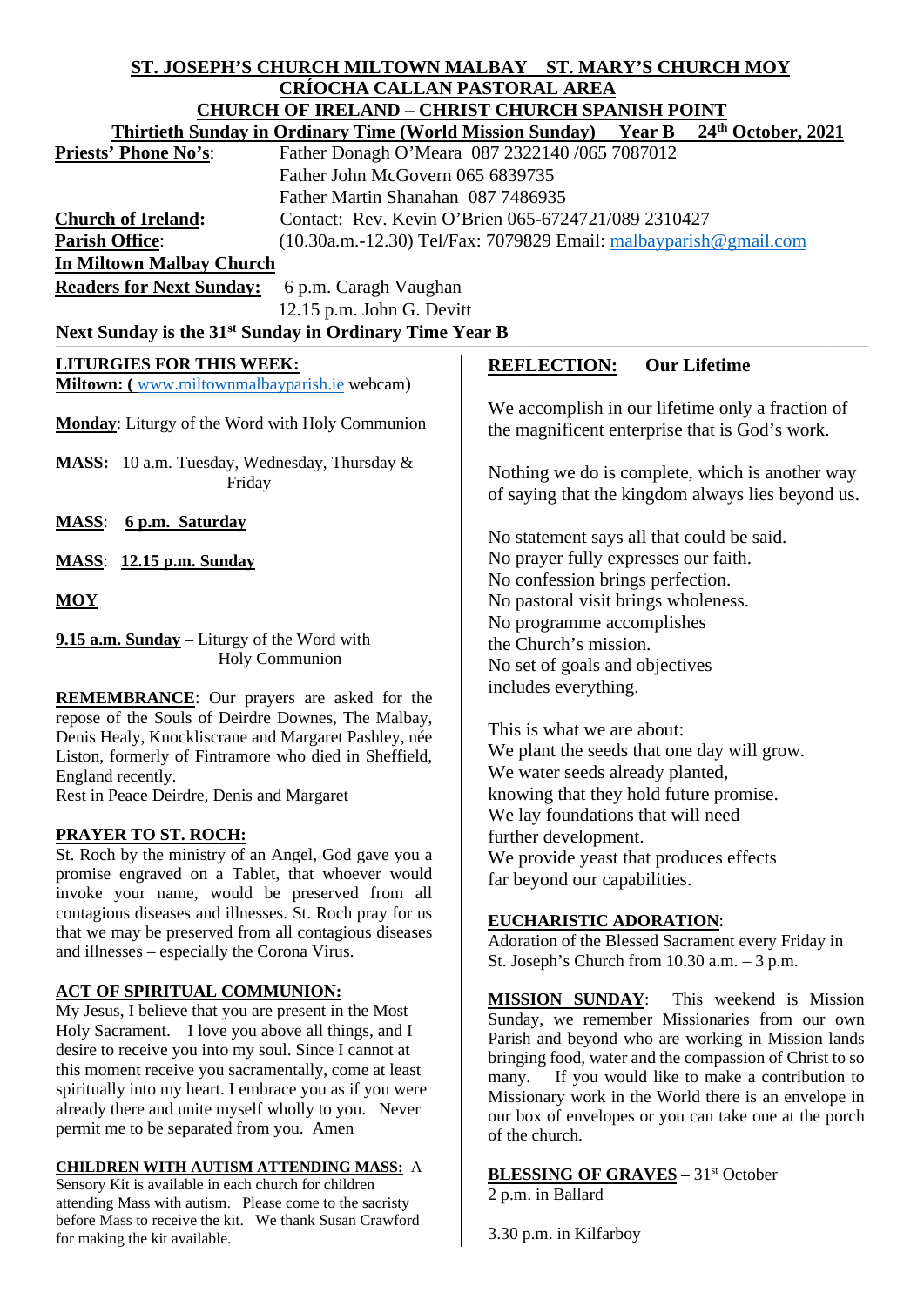# ST. JOSEPH'S CHURCH MILTOWN MALBAY ST. MARY'S CHURCH MOY
## CRÍOCHA CALLAN PASTORAL AREA
## CHURCH OF IRELAND – CHRIST CHURCH SPANISH POINT

**Thirtieth Sunday in Ordinary Time (World Mission Sunday) Year B 24th October, 2021**

**Priests' Phone No's**: Father Donagh O'Meara 087 2322140 /065 7087012
Father John McGovern 065 6839735
Father Martin Shanahan 087 7486935

**Church of Ireland**: Contact: Rev. Kevin O'Brien 065-6724721/089 2310427

**Parish Office**: (10.30a.m.-12.30) Tel/Fax: 7079829 Email: malbayparish@gmail.com

**In Miltown Malbay Church**

**Readers for Next Sunday:** 6 p.m. Caragh Vaughan
12.15 p.m. John G. Devitt

**Next Sunday is the 31st Sunday in Ordinary Time Year B**

**LITURGIES FOR THIS WEEK:**

**Miltown: (** www.miltownmalbayparish.ie webcam)

**Monday**: Liturgy of the Word with Holy Communion

**MASS:** 10 a.m. Tuesday, Wednesday, Thursday & Friday

**MASS**: **6 p.m. Saturday**

**MASS**: **12.15 p.m. Sunday**

**MOY**

**9.15 a.m. Sunday** – Liturgy of the Word with Holy Communion

**REMEMBRANCE**: Our prayers are asked for the repose of the Souls of Deirdre Downes, The Malbay, Denis Healy, Knockliscrane and Margaret Pashley, née Liston, formerly of Fintramore who died in Sheffield, England recently.
Rest in Peace Deirdre, Denis and Margaret

**PRAYER TO ST. ROCH:**
St. Roch by the ministry of an Angel, God gave you a promise engraved on a Tablet, that whoever would invoke your name, would be preserved from all contagious diseases and illnesses. St. Roch pray for us that we may be preserved from all contagious diseases and illnesses – especially the Corona Virus.

**ACT OF SPIRITUAL COMMUNION:**
My Jesus, I believe that you are present in the Most Holy Sacrament. I love you above all things, and I desire to receive you into my soul. Since I cannot at this moment receive you sacramentally, come at least spiritually into my heart. I embrace you as if you were already there and unite myself wholly to you. Never permit me to be separated from you. Amen

**CHILDREN WITH AUTISM ATTENDING MASS:** A Sensory Kit is available in each church for children attending Mass with autism. Please come to the sacristy before Mass to receive the kit. We thank Susan Crawford for making the kit available.

**REFLECTION: Our Lifetime**

We accomplish in our lifetime only a fraction of the magnificent enterprise that is God's work.

Nothing we do is complete, which is another way of saying that the kingdom always lies beyond us.

No statement says all that could be said.
No prayer fully expresses our faith.
No confession brings perfection.
No pastoral visit brings wholeness.
No programme accomplishes
the Church's mission.
No set of goals and objectives
includes everything.

This is what we are about:
We plant the seeds that one day will grow.
We water seeds already planted,
knowing that they hold future promise.
We lay foundations that will need
further development.
We provide yeast that produces effects
far beyond our capabilities.

**EUCHARISTIC ADORATION**:
Adoration of the Blessed Sacrament every Friday in St. Joseph's Church from 10.30 a.m. – 3 p.m.

**MISSION SUNDAY**: This weekend is Mission Sunday, we remember Missionaries from our own Parish and beyond who are working in Mission lands bringing food, water and the compassion of Christ to so many. If you would like to make a contribution to Missionary work in the World there is an envelope in our box of envelopes or you can take one at the porch of the church.

**BLESSING OF GRAVES** – 31st October
2 p.m. in Ballard

3.30 p.m. in Kilfarboy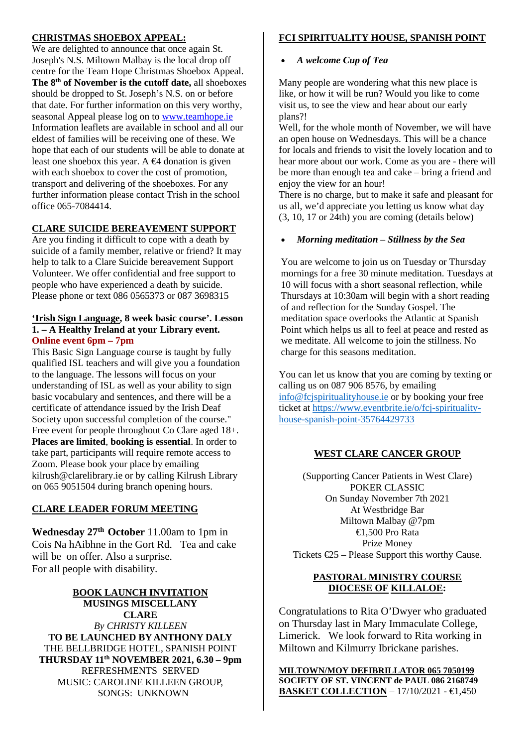## CHRISTMAS SHOEBOX APPEAL:

We are delighted to announce that once again St. Joseph's N.S. Miltown Malbay is the local drop off centre for the Team Hope Christmas Shoebox Appeal. **The 8th of November is the cutoff date,** all shoeboxes should be dropped to St. Joseph's N.S. on or before that date. For further information on this very worthy, seasonal Appeal please log on to www.teamhope.ie Information leaflets are available in school and all our eldest of families will be receiving one of these. We hope that each of our students will be able to donate at least one shoebox this year. A €4 donation is given with each shoebox to cover the cost of promotion, transport and delivering of the shoeboxes. For any further information please contact Trish in the school office 065-7084414.

## CLARE SUICIDE BEREAVEMENT SUPPORT

Are you finding it difficult to cope with a death by suicide of a family member, relative or friend? It may help to talk to a Clare Suicide bereavement Support Volunteer. We offer confidential and free support to people who have experienced a death by suicide. Please phone or text 086 0565373 or 087 3698315

**'Irish Sign Language, 8 week basic course'. Lesson 1. – A Healthy Ireland at your Library event.**
**Online event 6pm – 7pm**

This Basic Sign Language course is taught by fully qualified ISL teachers and will give you a foundation to the language. The lessons will focus on your understanding of ISL as well as your ability to sign basic vocabulary and sentences, and there will be a certificate of attendance issued by the Irish Deaf Society upon successful completion of the course." Free event for people throughout Co Clare aged 18+. **Places are limited**, **booking is essential**. In order to take part, participants will require remote access to Zoom. Please book your place by emailing kilrush@clarelibrary.ie or by calling Kilrush Library on 065 9051504 during branch opening hours.

## CLARE LEADER FORUM MEETING

**Wednesday 27th October** 11.00am to 1pm in Cois Na hAibhne in the Gort Rd. Tea and cake will be on offer. Also a surprise.
For all people with disability.

## BOOK LAUNCH INVITATION

**MUSINGS MISCELLANY**
**CLARE**
*By CHRISTY KILLEEN*
**TO BE LAUNCHED BY ANTHONY DALY**
THE BELLBRIDGE HOTEL, SPANISH POINT
**THURSDAY 11th NOVEMBER 2021, 6.30 – 9pm**
REFRESHMENTS SERVED
MUSIC: CAROLINE KILLEEN GROUP,
SONGS: UNKNOWN

## FCI SPIRITUALITY HOUSE, SPANISH POINT

- ***A welcome Cup of Tea***

Many people are wondering what this new place is like, or how it will be run? Would you like to come visit us, to see the view and hear about our early plans?!

Well, for the whole month of November, we will have an open house on Wednesdays. This will be a chance for locals and friends to visit the lovely location and to hear more about our work. Come as you are - there will be more than enough tea and cake – bring a friend and enjoy the view for an hour!

There is no charge, but to make it safe and pleasant for us all, we'd appreciate you letting us know what day (3, 10, 17 or 24th) you are coming (details below)

- ***Morning meditation – Stillness by the Sea***

You are welcome to join us on Tuesday or Thursday mornings for a free 30 minute meditation. Tuesdays at 10 will focus with a short seasonal reflection, while Thursdays at 10:30am will begin with a short reading of and reflection for the Sunday Gospel. The meditation space overlooks the Atlantic at Spanish Point which helps us all to feel at peace and rested as we meditate. All welcome to join the stillness. No charge for this seasons meditation.

You can let us know that you are coming by texting or calling us on 087 906 8576, by emailing info@fcjspiritualityhouse.ie or by booking your free ticket at https://www.eventbrite.ie/o/fcj-spirituality-house-spanish-point-35764429733

## WEST CLARE CANCER GROUP

(Supporting Cancer Patients in West Clare)
POKER CLASSIC
On Sunday November 7th 2021
At Westbridge Bar
Miltown Malbay @7pm
€1,500 Pro Rata
Prize Money
Tickets €25 – Please Support this worthy Cause.

## PASTORAL MINISTRY COURSE DIOCESE OF KILLALOE:

Congratulations to Rita O'Dwyer who graduated on Thursday last in Mary Immaculate College, Limerick. We look forward to Rita working in Miltown and Kilmurry Ibrickane parishes.

**MILTOWN/MOY DEFIBRILLATOR 065 7050199**
**SOCIETY OF ST. VINCENT de PAUL 086 2168749**
**BASKET COLLECTION** – 17/10/2021 - €1,450